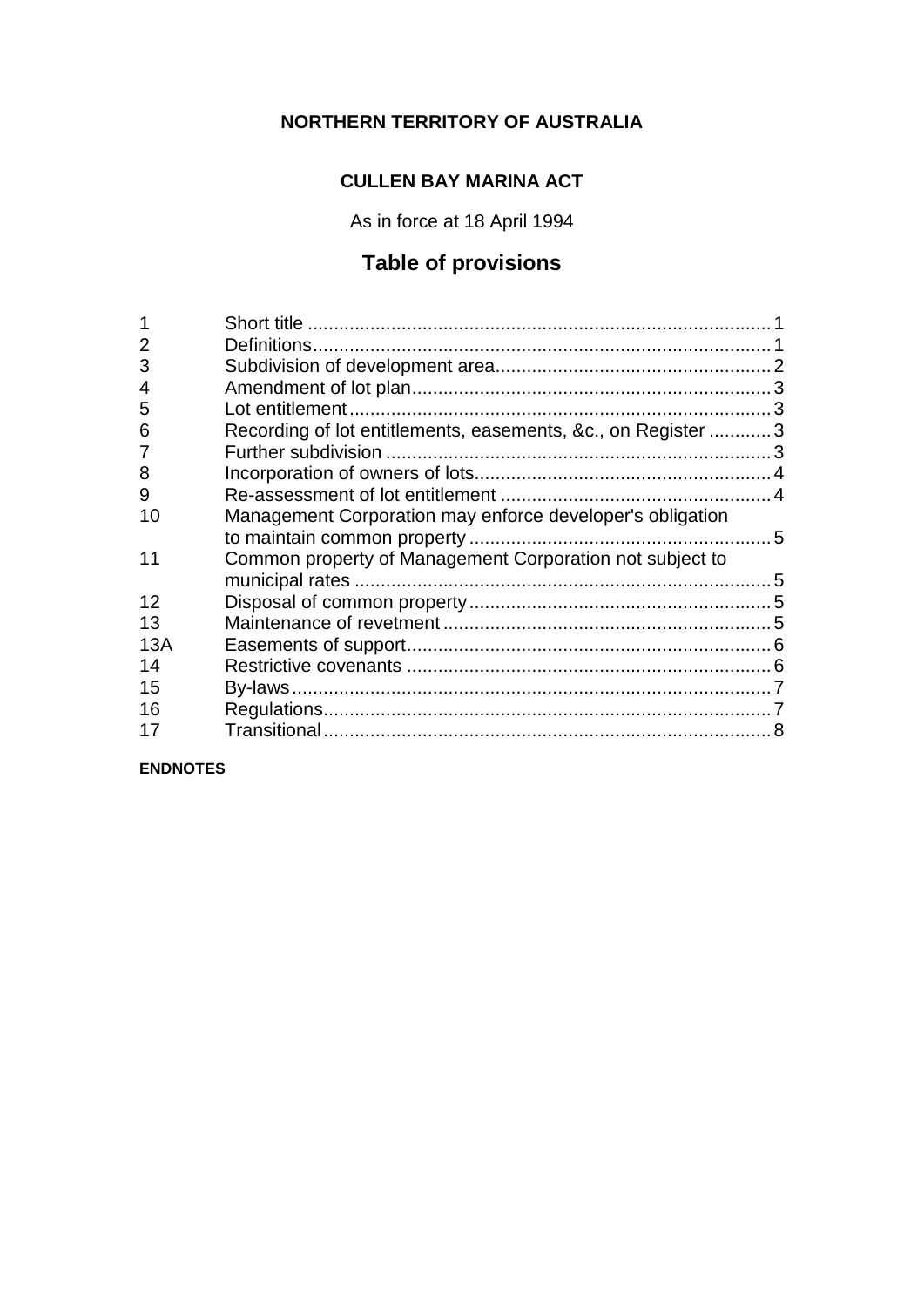**NORTHERN TERRITORY OF AUSTRALIA**

**CULLEN BAY MARINA ACT**

As in force at 18 April 1994

## Table of provisions

| | | |
|---|---|---|
| 1 | Short title | 1 |
| 2 | Definitions | 1 |
| 3 | Subdivision of development area | 2 |
| 4 | Amendment of lot plan | 3 |
| 5 | Lot entitlement | 3 |
| 6 | Recording of lot entitlements, easements, &c., on Register | 3 |
| 7 | Further subdivision | 3 |
| 8 | Incorporation of owners of lots | 4 |
| 9 | Re-assessment of lot entitlement | 4 |
| 10 | Management Corporation may enforce developer's obligation to maintain common property | 5 |
| 11 | Common property of Management Corporation not subject to municipal rates | 5 |
| 12 | Disposal of common property | 5 |
| 13 | Maintenance of revetment | 5 |
| 13A | Easements of support | 6 |
| 14 | Restrictive covenants | 6 |
| 15 | By-laws | 7 |
| 16 | Regulations | 7 |
| 17 | Transitional | 8 |

**ENDNOTES**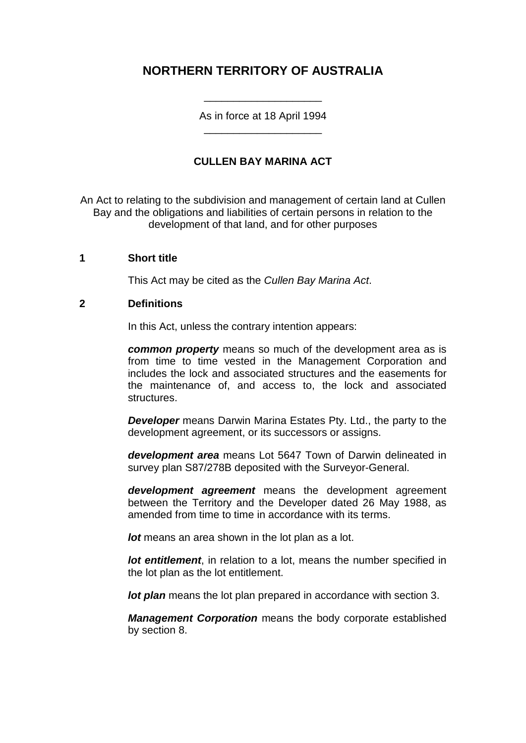# NORTHERN TERRITORY OF AUSTRALIA

As in force at 18 April 1994

## CULLEN BAY MARINA ACT

An Act to relating to the subdivision and management of certain land at Cullen Bay and the obligations and liabilities of certain persons in relation to the development of that land, and for other purposes

### 1 Short title

This Act may be cited as the *Cullen Bay Marina Act*.

### 2 Definitions

In this Act, unless the contrary intention appears:

***common property*** means so much of the development area as is from time to time vested in the Management Corporation and includes the lock and associated structures and the easements for the maintenance of, and access to, the lock and associated structures.

***Developer*** means Darwin Marina Estates Pty. Ltd., the party to the development agreement, or its successors or assigns.

***development area*** means Lot 5647 Town of Darwin delineated in survey plan S87/278B deposited with the Surveyor-General.

***development agreement*** means the development agreement between the Territory and the Developer dated 26 May 1988, as amended from time to time in accordance with its terms.

***lot*** means an area shown in the lot plan as a lot.

***lot entitlement***, in relation to a lot, means the number specified in the lot plan as the lot entitlement.

***lot plan*** means the lot plan prepared in accordance with section 3.

***Management Corporation*** means the body corporate established by section 8.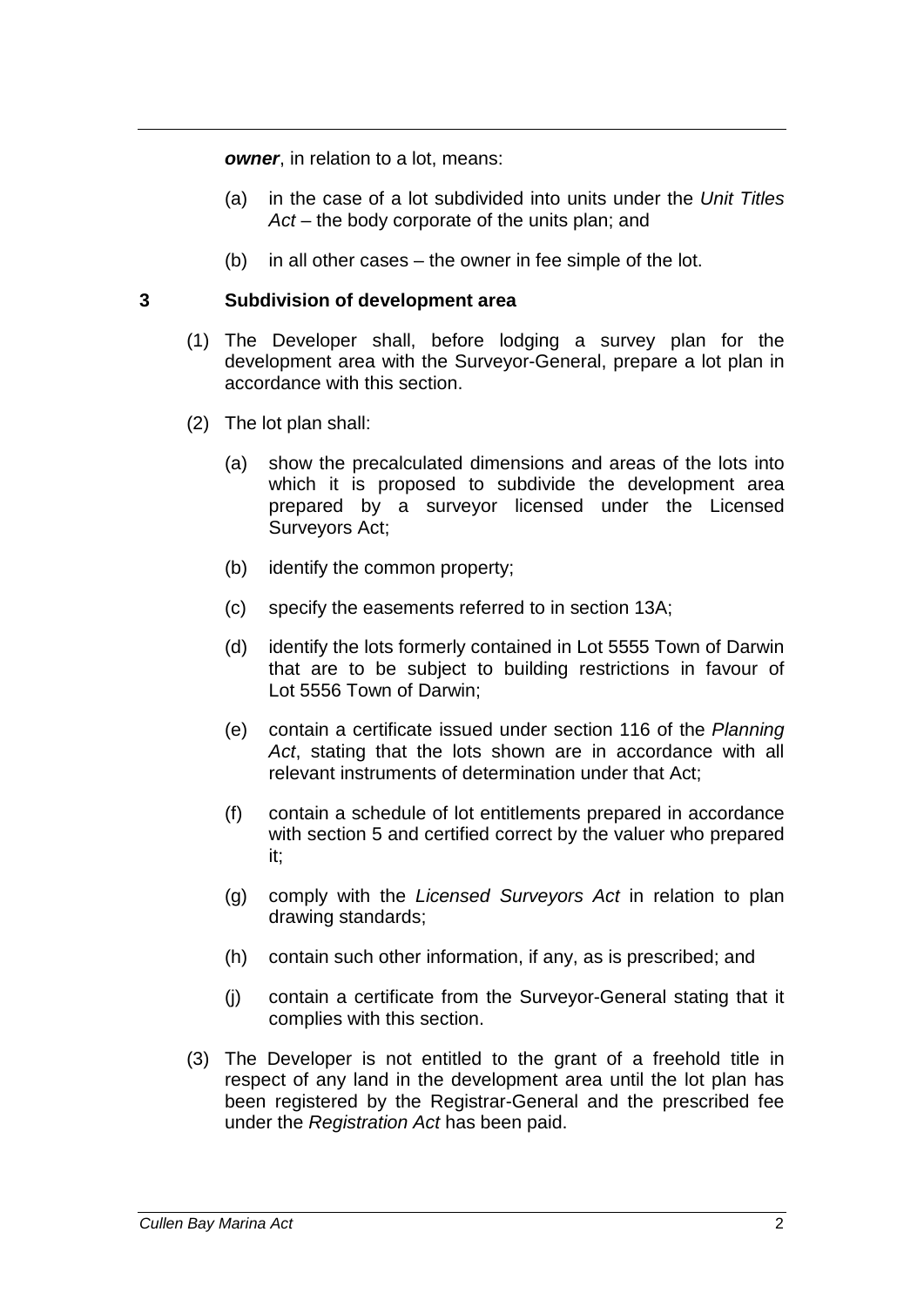***owner***, in relation to a lot, means:

(a) in the case of a lot subdivided into units under the *Unit Titles Act* – the body corporate of the units plan; and

(b) in all other cases – the owner in fee simple of the lot.

### 3 Subdivision of development area

(1) The Developer shall, before lodging a survey plan for the development area with the Surveyor-General, prepare a lot plan in accordance with this section.

(2) The lot plan shall:

(a) show the precalculated dimensions and areas of the lots into which it is proposed to subdivide the development area prepared by a surveyor licensed under the Licensed Surveyors Act;

(b) identify the common property;

(c) specify the easements referred to in section 13A;

(d) identify the lots formerly contained in Lot 5555 Town of Darwin that are to be subject to building restrictions in favour of Lot 5556 Town of Darwin;

(e) contain a certificate issued under section 116 of the *Planning Act*, stating that the lots shown are in accordance with all relevant instruments of determination under that Act;

(f) contain a schedule of lot entitlements prepared in accordance with section 5 and certified correct by the valuer who prepared it;

(g) comply with the *Licensed Surveyors Act* in relation to plan drawing standards;

(h) contain such other information, if any, as is prescribed; and

(j) contain a certificate from the Surveyor-General stating that it complies with this section.

(3) The Developer is not entitled to the grant of a freehold title in respect of any land in the development area until the lot plan has been registered by the Registrar-General and the prescribed fee under the *Registration Act* has been paid.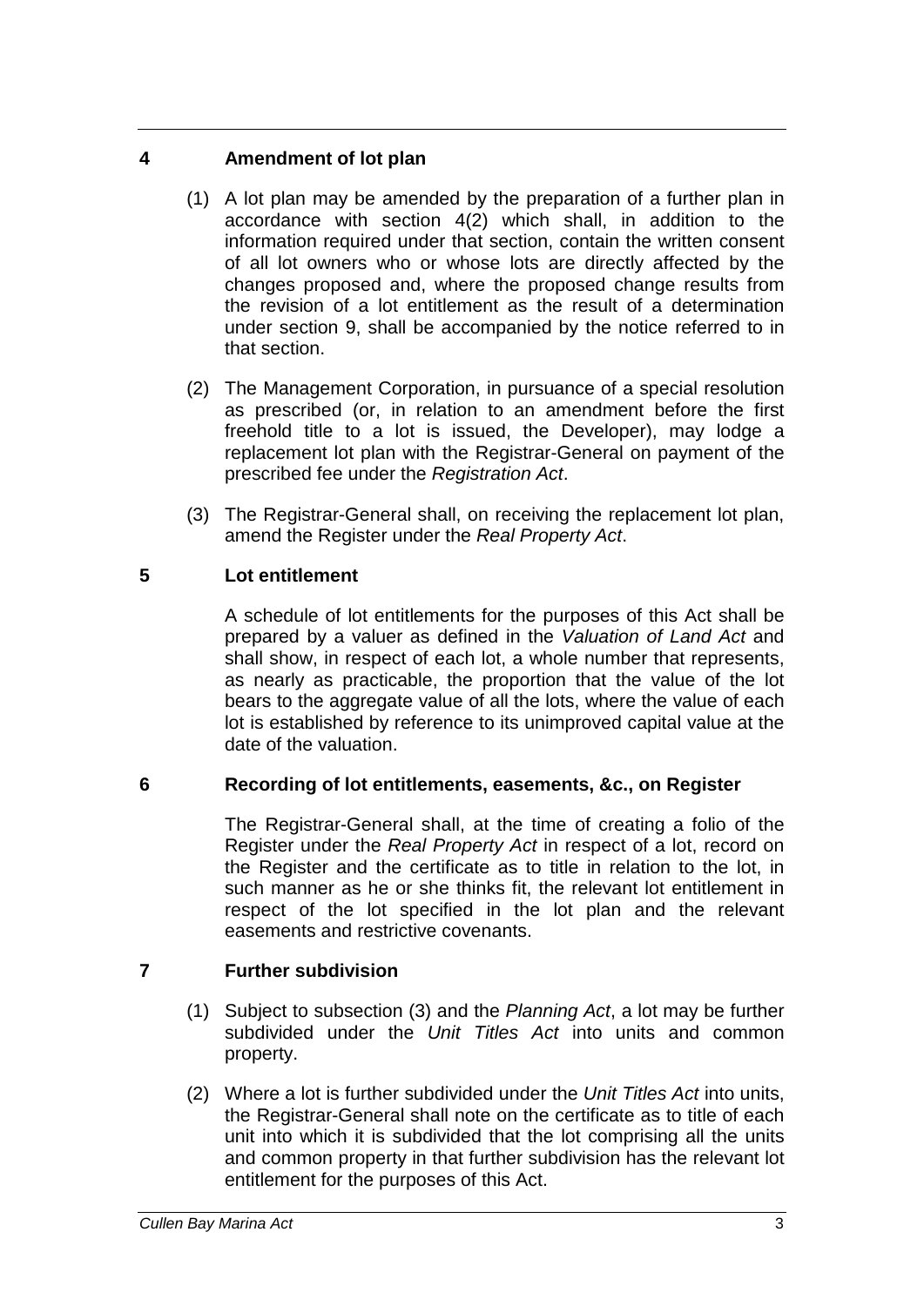## 4 Amendment of lot plan

(1) A lot plan may be amended by the preparation of a further plan in accordance with section 4(2) which shall, in addition to the information required under that section, contain the written consent of all lot owners who or whose lots are directly affected by the changes proposed and, where the proposed change results from the revision of a lot entitlement as the result of a determination under section 9, shall be accompanied by the notice referred to in that section.

(2) The Management Corporation, in pursuance of a special resolution as prescribed (or, in relation to an amendment before the first freehold title to a lot is issued, the Developer), may lodge a replacement lot plan with the Registrar-General on payment of the prescribed fee under the *Registration Act*.

(3) The Registrar-General shall, on receiving the replacement lot plan, amend the Register under the *Real Property Act*.

## 5 Lot entitlement

A schedule of lot entitlements for the purposes of this Act shall be prepared by a valuer as defined in the *Valuation of Land Act* and shall show, in respect of each lot, a whole number that represents, as nearly as practicable, the proportion that the value of the lot bears to the aggregate value of all the lots, where the value of each lot is established by reference to its unimproved capital value at the date of the valuation.

## 6 Recording of lot entitlements, easements, &c., on Register

The Registrar-General shall, at the time of creating a folio of the Register under the *Real Property Act* in respect of a lot, record on the Register and the certificate as to title in relation to the lot, in such manner as he or she thinks fit, the relevant lot entitlement in respect of the lot specified in the lot plan and the relevant easements and restrictive covenants.

## 7 Further subdivision

(1) Subject to subsection (3) and the *Planning Act*, a lot may be further subdivided under the *Unit Titles Act* into units and common property.

(2) Where a lot is further subdivided under the *Unit Titles Act* into units, the Registrar-General shall note on the certificate as to title of each unit into which it is subdivided that the lot comprising all the units and common property in that further subdivision has the relevant lot entitlement for the purposes of this Act.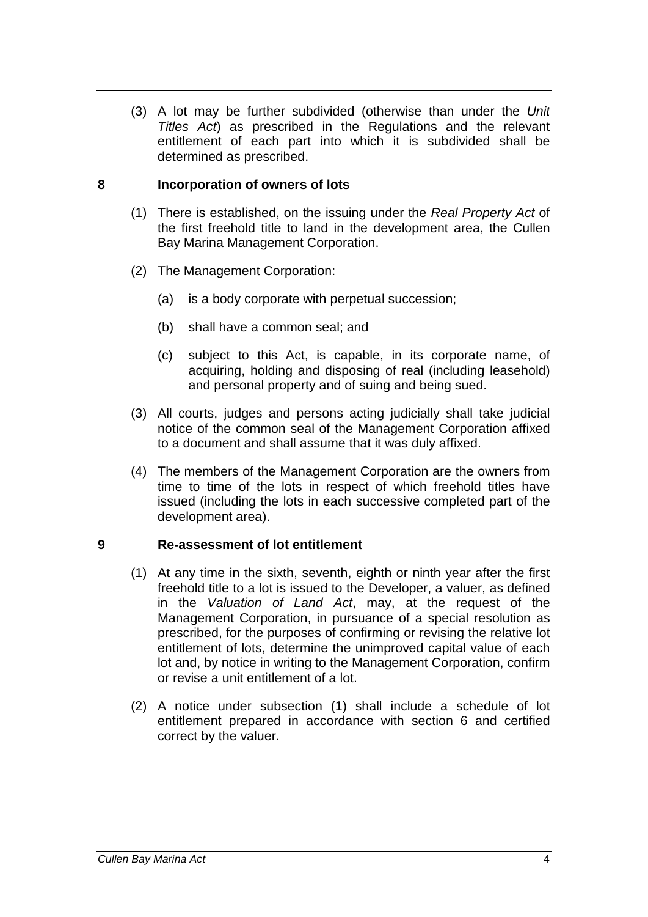(3) A lot may be further subdivided (otherwise than under the *Unit Titles Act*) as prescribed in the Regulations and the relevant entitlement of each part into which it is subdivided shall be determined as prescribed.

## 8 Incorporation of owners of lots

(1) There is established, on the issuing under the *Real Property Act* of the first freehold title to land in the development area, the Cullen Bay Marina Management Corporation.

(2) The Management Corporation:

(a) is a body corporate with perpetual succession;

(b) shall have a common seal; and

(c) subject to this Act, is capable, in its corporate name, of acquiring, holding and disposing of real (including leasehold) and personal property and of suing and being sued.

(3) All courts, judges and persons acting judicially shall take judicial notice of the common seal of the Management Corporation affixed to a document and shall assume that it was duly affixed.

(4) The members of the Management Corporation are the owners from time to time of the lots in respect of which freehold titles have issued (including the lots in each successive completed part of the development area).

## 9 Re-assessment of lot entitlement

(1) At any time in the sixth, seventh, eighth or ninth year after the first freehold title to a lot is issued to the Developer, a valuer, as defined in the *Valuation of Land Act*, may, at the request of the Management Corporation, in pursuance of a special resolution as prescribed, for the purposes of confirming or revising the relative lot entitlement of lots, determine the unimproved capital value of each lot and, by notice in writing to the Management Corporation, confirm or revise a unit entitlement of a lot.

(2) A notice under subsection (1) shall include a schedule of lot entitlement prepared in accordance with section 6 and certified correct by the valuer.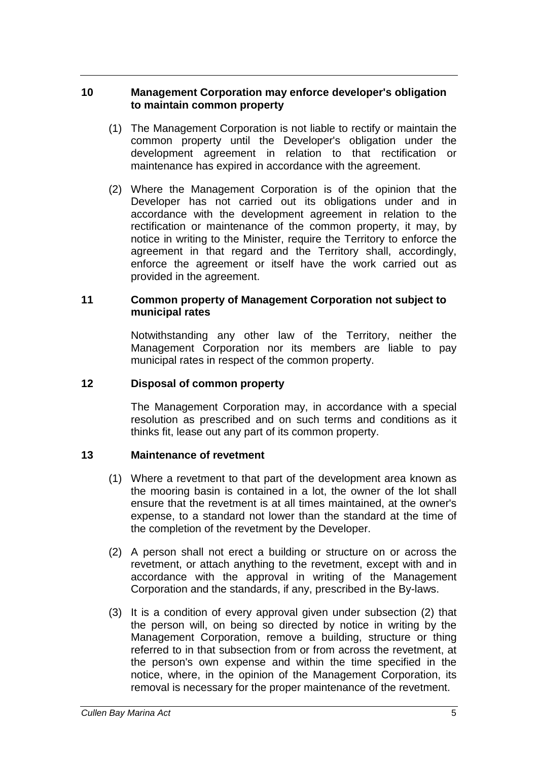## 10 Management Corporation may enforce developer's obligation to maintain common property

(1) The Management Corporation is not liable to rectify or maintain the common property until the Developer's obligation under the development agreement in relation to that rectification or maintenance has expired in accordance with the agreement.

(2) Where the Management Corporation is of the opinion that the Developer has not carried out its obligations under and in accordance with the development agreement in relation to the rectification or maintenance of the common property, it may, by notice in writing to the Minister, require the Territory to enforce the agreement in that regard and the Territory shall, accordingly, enforce the agreement or itself have the work carried out as provided in the agreement.

## 11 Common property of Management Corporation not subject to municipal rates

Notwithstanding any other law of the Territory, neither the Management Corporation nor its members are liable to pay municipal rates in respect of the common property.

## 12 Disposal of common property

The Management Corporation may, in accordance with a special resolution as prescribed and on such terms and conditions as it thinks fit, lease out any part of its common property.

## 13 Maintenance of revetment

(1) Where a revetment to that part of the development area known as the mooring basin is contained in a lot, the owner of the lot shall ensure that the revetment is at all times maintained, at the owner's expense, to a standard not lower than the standard at the time of the completion of the revetment by the Developer.

(2) A person shall not erect a building or structure on or across the revetment, or attach anything to the revetment, except with and in accordance with the approval in writing of the Management Corporation and the standards, if any, prescribed in the By-laws.

(3) It is a condition of every approval given under subsection (2) that the person will, on being so directed by notice in writing by the Management Corporation, remove a building, structure or thing referred to in that subsection from or from across the revetment, at the person's own expense and within the time specified in the notice, where, in the opinion of the Management Corporation, its removal is necessary for the proper maintenance of the revetment.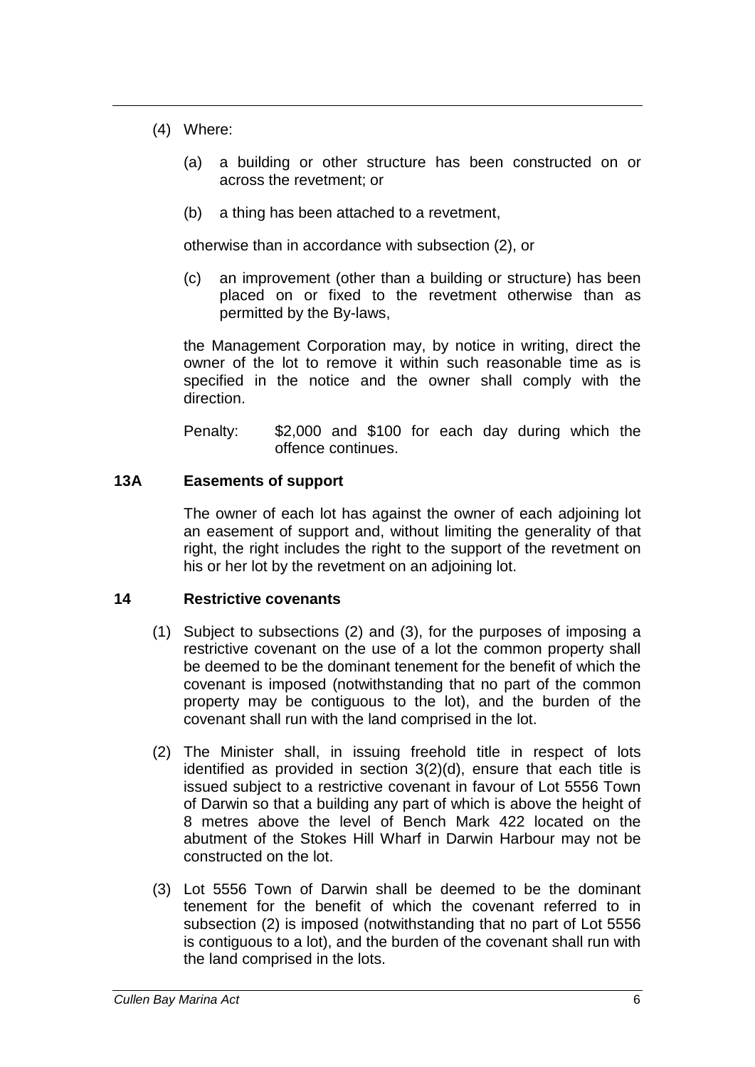(4) Where:

(a) a building or other structure has been constructed on or across the revetment; or

(b) a thing has been attached to a revetment,

otherwise than in accordance with subsection (2), or

(c) an improvement (other than a building or structure) has been placed on or fixed to the revetment otherwise than as permitted by the By-laws,

the Management Corporation may, by notice in writing, direct the owner of the lot to remove it within such reasonable time as is specified in the notice and the owner shall comply with the direction.

Penalty: $2,000 and $100 for each day during which the offence continues.

### 13A Easements of support

The owner of each lot has against the owner of each adjoining lot an easement of support and, without limiting the generality of that right, the right includes the right to the support of the revetment on his or her lot by the revetment on an adjoining lot.

### 14 Restrictive covenants

(1) Subject to subsections (2) and (3), for the purposes of imposing a restrictive covenant on the use of a lot the common property shall be deemed to be the dominant tenement for the benefit of which the covenant is imposed (notwithstanding that no part of the common property may be contiguous to the lot), and the burden of the covenant shall run with the land comprised in the lot.

(2) The Minister shall, in issuing freehold title in respect of lots identified as provided in section 3(2)(d), ensure that each title is issued subject to a restrictive covenant in favour of Lot 5556 Town of Darwin so that a building any part of which is above the height of 8 metres above the level of Bench Mark 422 located on the abutment of the Stokes Hill Wharf in Darwin Harbour may not be constructed on the lot.

(3) Lot 5556 Town of Darwin shall be deemed to be the dominant tenement for the benefit of which the covenant referred to in subsection (2) is imposed (notwithstanding that no part of Lot 5556 is contiguous to a lot), and the burden of the covenant shall run with the land comprised in the lots.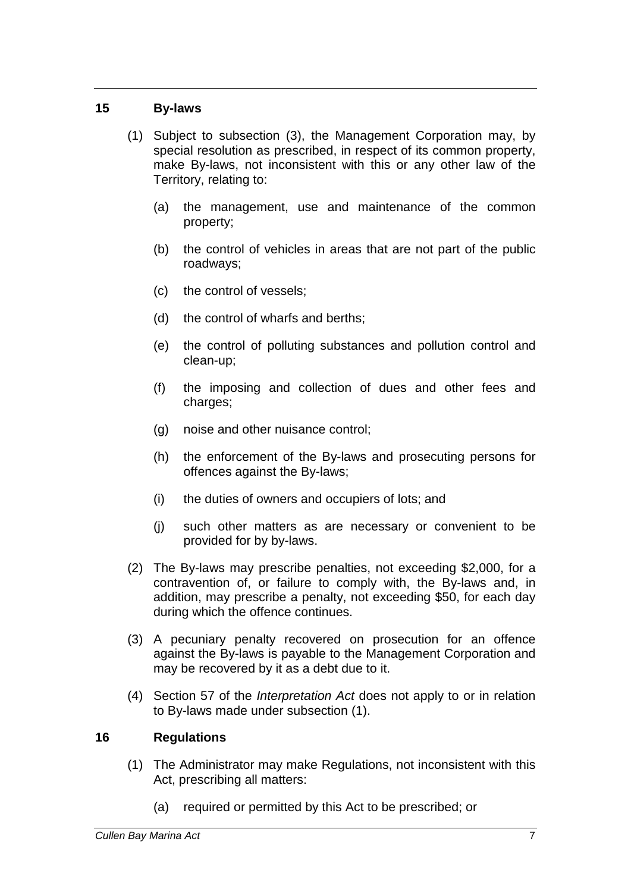## 15 By-laws

(1) Subject to subsection (3), the Management Corporation may, by special resolution as prescribed, in respect of its common property, make By-laws, not inconsistent with this or any other law of the Territory, relating to:

(a) the management, use and maintenance of the common property;

(b) the control of vehicles in areas that are not part of the public roadways;

(c) the control of vessels;

(d) the control of wharfs and berths;

(e) the control of polluting substances and pollution control and clean-up;

(f) the imposing and collection of dues and other fees and charges;

(g) noise and other nuisance control;

(h) the enforcement of the By-laws and prosecuting persons for offences against the By-laws;

(i) the duties of owners and occupiers of lots; and

(j) such other matters as are necessary or convenient to be provided for by by-laws.

(2) The By-laws may prescribe penalties, not exceeding $2,000, for a contravention of, or failure to comply with, the By-laws and, in addition, may prescribe a penalty, not exceeding $50, for each day during which the offence continues.

(3) A pecuniary penalty recovered on prosecution for an offence against the By-laws is payable to the Management Corporation and may be recovered by it as a debt due to it.

(4) Section 57 of the *Interpretation Act* does not apply to or in relation to By-laws made under subsection (1).

## 16 Regulations

(1) The Administrator may make Regulations, not inconsistent with this Act, prescribing all matters:

(a) required or permitted by this Act to be prescribed; or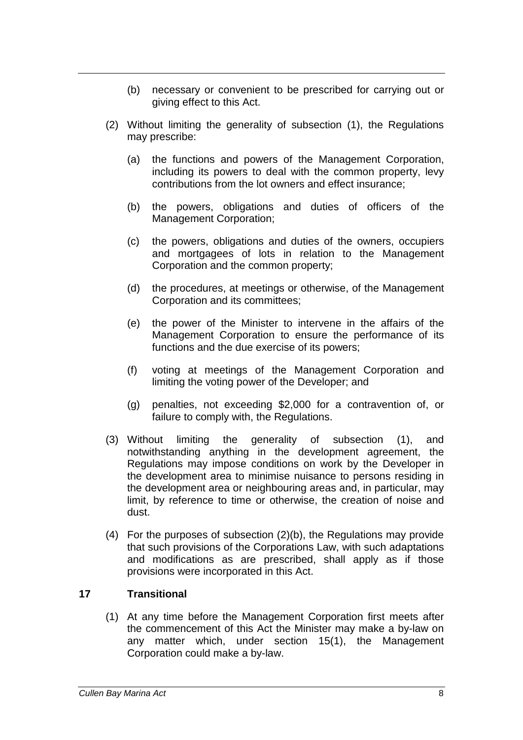(b) necessary or convenient to be prescribed for carrying out or giving effect to this Act.

(2) Without limiting the generality of subsection (1), the Regulations may prescribe:

(a) the functions and powers of the Management Corporation, including its powers to deal with the common property, levy contributions from the lot owners and effect insurance;

(b) the powers, obligations and duties of officers of the Management Corporation;

(c) the powers, obligations and duties of the owners, occupiers and mortgagees of lots in relation to the Management Corporation and the common property;

(d) the procedures, at meetings or otherwise, of the Management Corporation and its committees;

(e) the power of the Minister to intervene in the affairs of the Management Corporation to ensure the performance of its functions and the due exercise of its powers;

(f) voting at meetings of the Management Corporation and limiting the voting power of the Developer; and

(g) penalties, not exceeding $2,000 for a contravention of, or failure to comply with, the Regulations.

(3) Without limiting the generality of subsection (1), and notwithstanding anything in the development agreement, the Regulations may impose conditions on work by the Developer in the development area to minimise nuisance to persons residing in the development area or neighbouring areas and, in particular, may limit, by reference to time or otherwise, the creation of noise and dust.

(4) For the purposes of subsection (2)(b), the Regulations may provide that such provisions of the Corporations Law, with such adaptations and modifications as are prescribed, shall apply as if those provisions were incorporated in this Act.

## 17 Transitional

(1) At any time before the Management Corporation first meets after the commencement of this Act the Minister may make a by-law on any matter which, under section 15(1), the Management Corporation could make a by-law.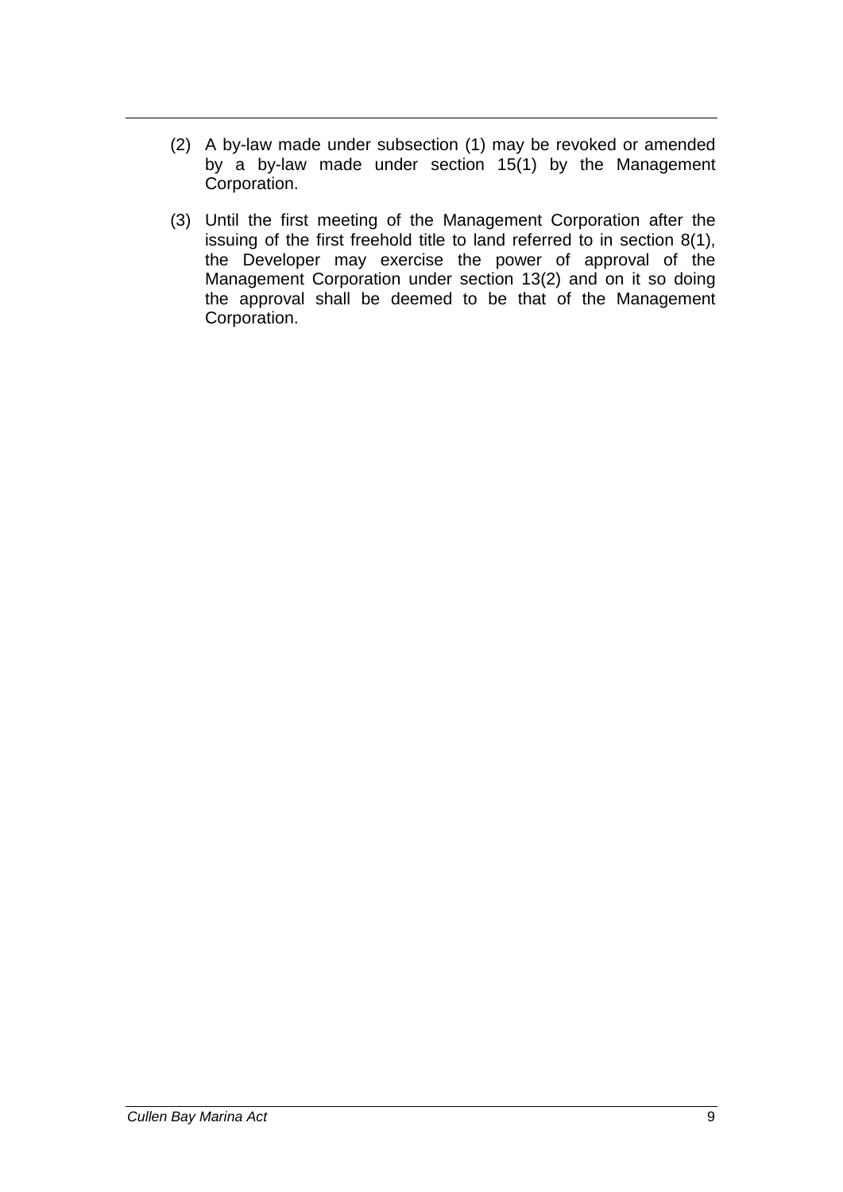(2) A by-law made under subsection (1) may be revoked or amended by a by-law made under section 15(1) by the Management Corporation.

(3) Until the first meeting of the Management Corporation after the issuing of the first freehold title to land referred to in section 8(1), the Developer may exercise the power of approval of the Management Corporation under section 13(2) and on it so doing the approval shall be deemed to be that of the Management Corporation.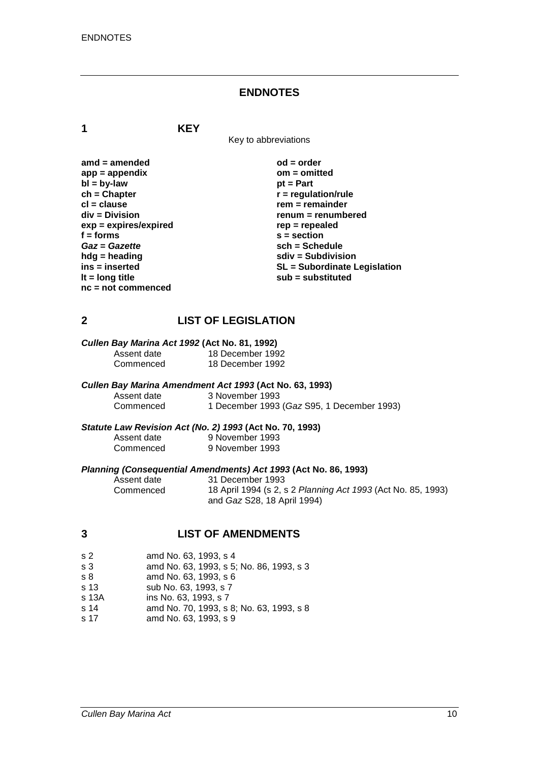## ENDNOTES

### 1 KEY

Key to abbreviations

| | |
|---|---|
| **amd = amended** | **od = order** |
| **app = appendix** | **om = omitted** |
| **bl = by-law** | **pt = Part** |
| **ch = Chapter** | **r = regulation/rule** |
| **cl = clause** | **rem = remainder** |
| **div = Division** | **renum = renumbered** |
| **exp = expires/expired** | **rep = repealed** |
| **f = forms** | **s = section** |
| ***Gaz* = *Gazette*** | **sch = Schedule** |
| **hdg = heading** | **sdiv = Subdivision** |
| **ins = inserted** | **SL = Subordinate Legislation** |
| **lt = long title** | **sub = substituted** |
| **nc = not commenced** | |

### 2 LIST OF LEGISLATION

***Cullen Bay Marina Act 1992*** **(Act No. 81, 1992)**

| | |
|---|---|
| Assent date | 18 December 1992 |
| Commenced | 18 December 1992 |

***Cullen Bay Marina Amendment Act 1993*** **(Act No. 63, 1993)**

| | |
|---|---|
| Assent date | 3 November 1993 |
| Commenced | 1 December 1993 (*Gaz* S95, 1 December 1993) |

***Statute Law Revision Act (No. 2) 1993*** **(Act No. 70, 1993)**

| | |
|---|---|
| Assent date | 9 November 1993 |
| Commenced | 9 November 1993 |

***Planning (Consequential Amendments) Act 1993*** **(Act No. 86, 1993)**

| | |
|---|---|
| Assent date | 31 December 1993 |
| Commenced | 18 April 1994 (s 2, s 2 *Planning Act 1993* (Act No. 85, 1993) and *Gaz* S28, 18 April 1994) |

### 3 LIST OF AMENDMENTS

| | |
|---|---|
| s 2 | amd No. 63, 1993, s 4 |
| s 3 | amd No. 63, 1993, s 5; No. 86, 1993, s 3 |
| s 8 | amd No. 63, 1993, s 6 |
| s 13 | sub No. 63, 1993, s 7 |
| s 13A | ins No. 63, 1993, s 7 |
| s 14 | amd No. 70, 1993, s 8; No. 63, 1993, s 8 |
| s 17 | amd No. 63, 1993, s 9 |